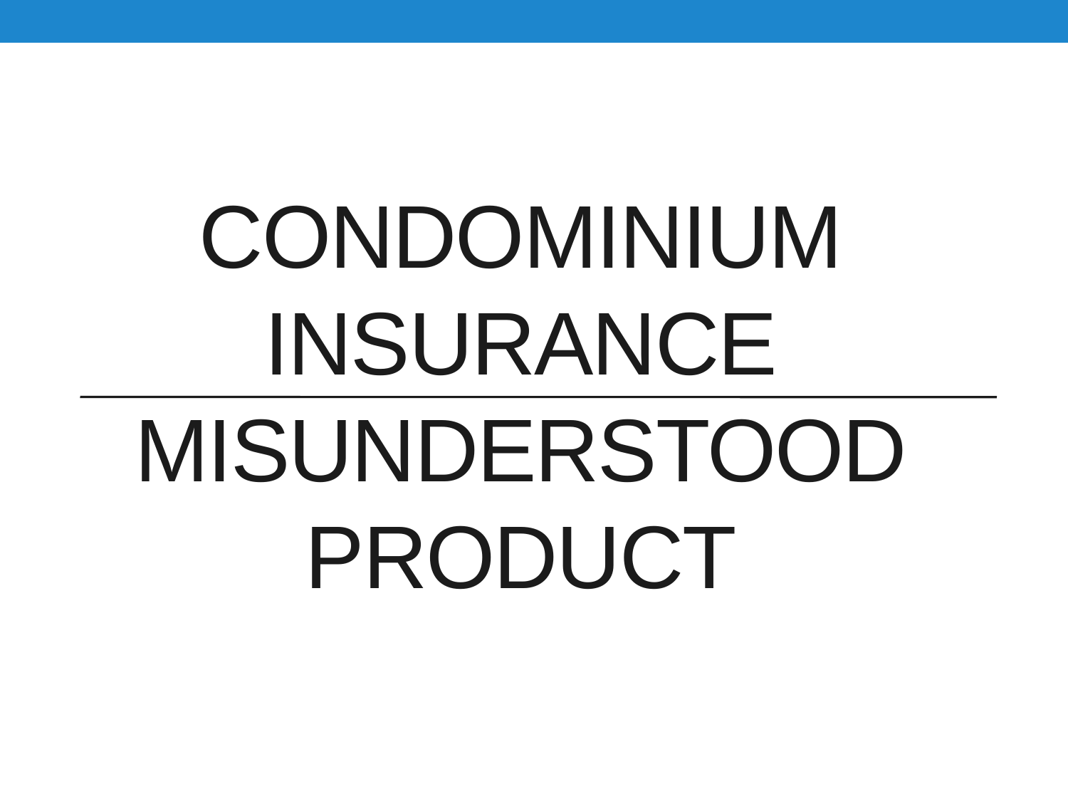# CONDOMINIUM INSURANCE

## MISUNDERSTOOD PRODUCT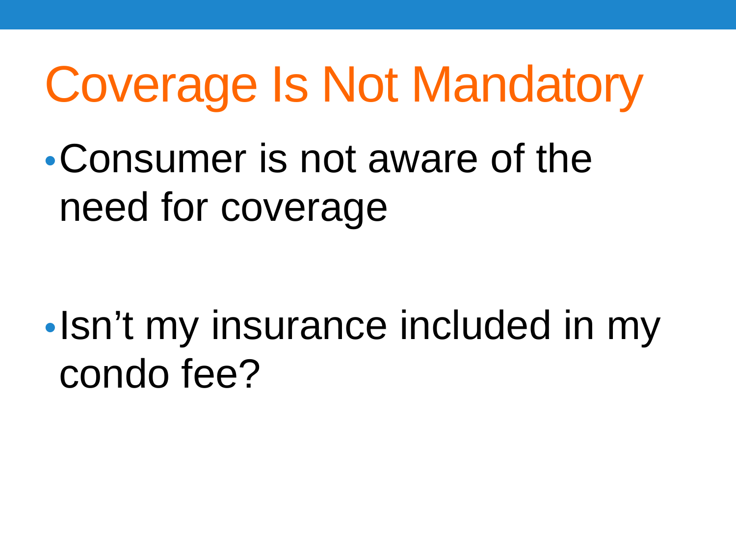# Coverage Is Not Mandatory

- Consumer is not aware of the need for coverage
- Isn't my insurance included in my condo fee?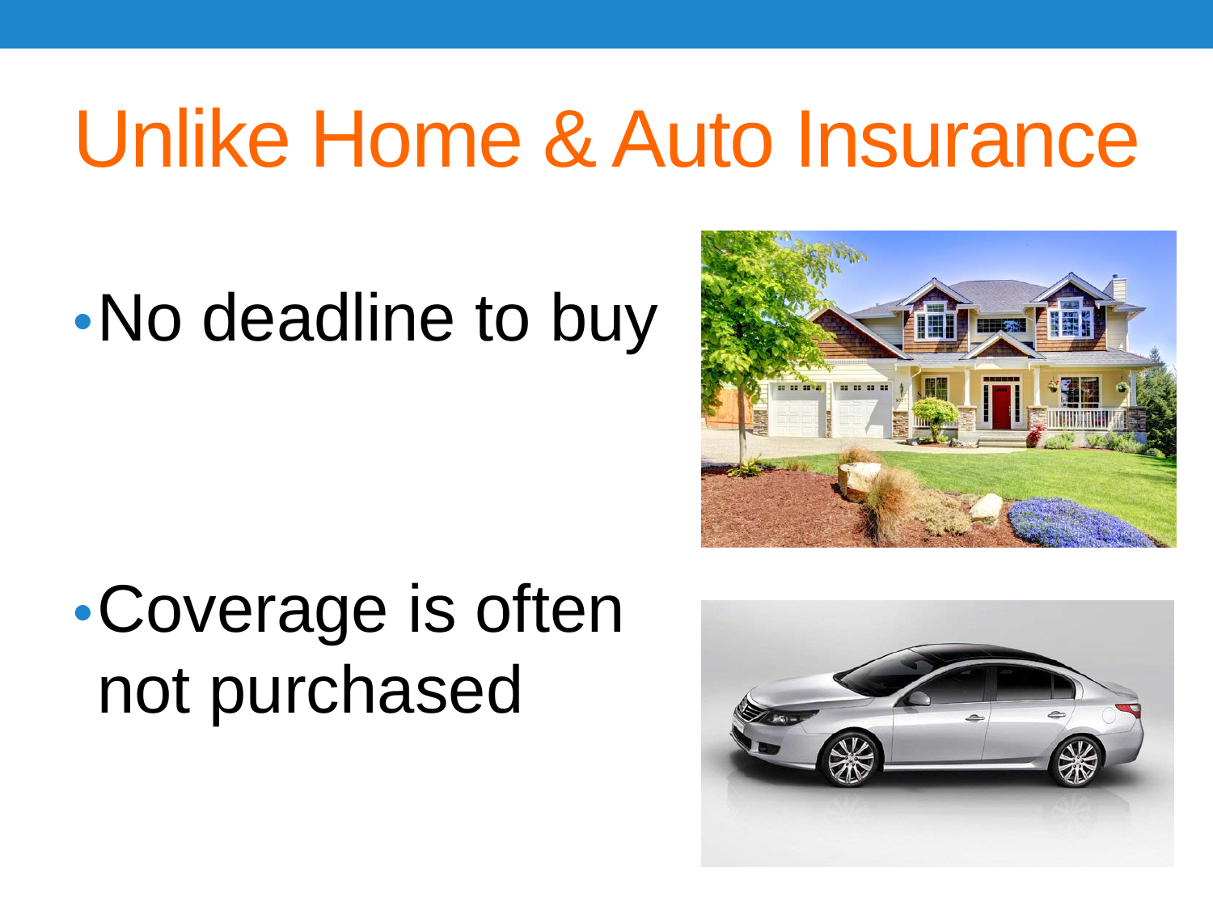# Unlike Home & Auto Insurance

- No deadline to buy
- Coverage is often not purchased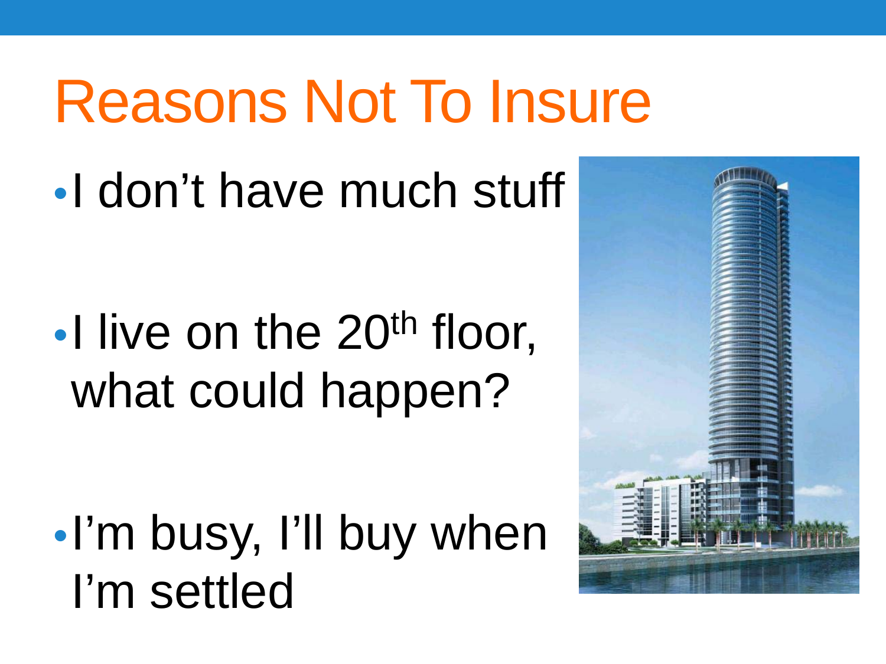# Reasons Not To Insure

- I don't have much stuff
- I live on the 20th floor, what could happen?
- I'm busy, I'll buy when I'm settled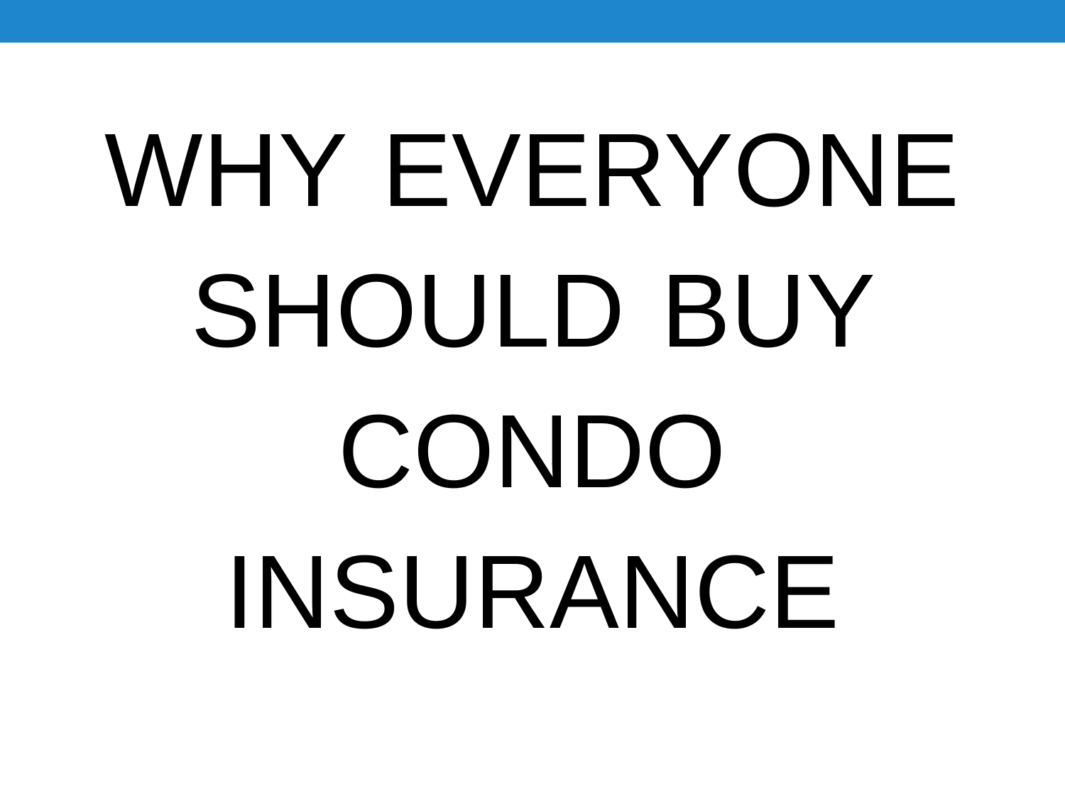# WHY EVERYONE SHOULD BUY CONDO INSURANCE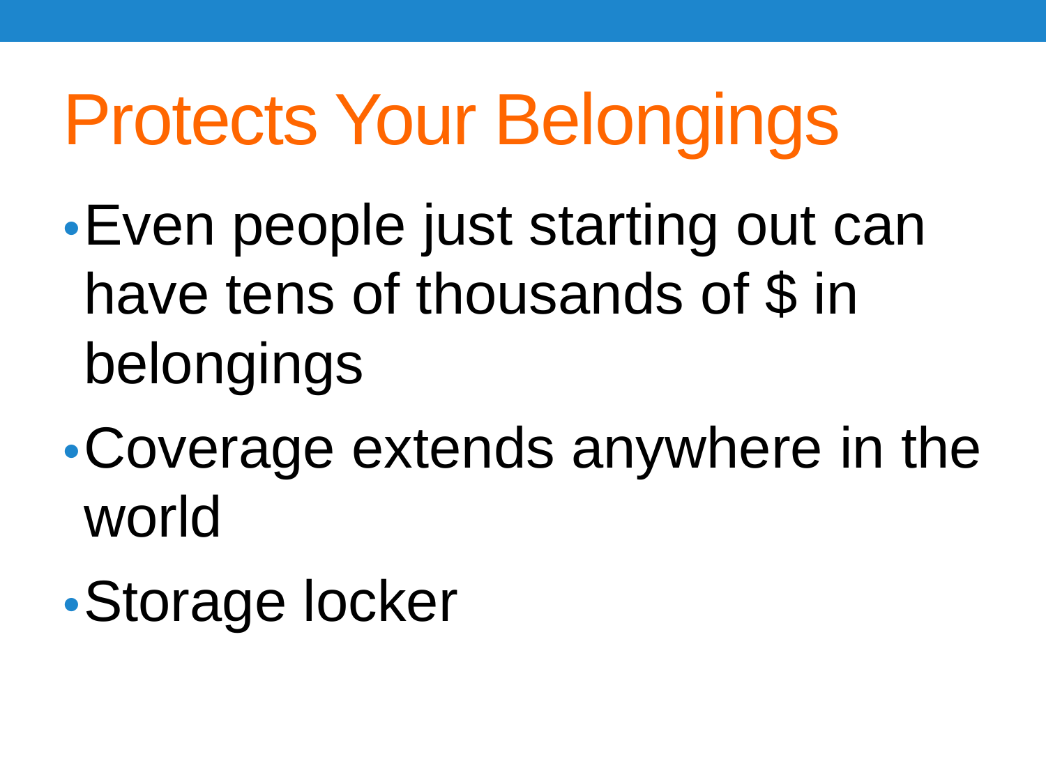# Protects Your Belongings

- Even people just starting out can have tens of thousands of $ in belongings
- Coverage extends anywhere in the world
- Storage locker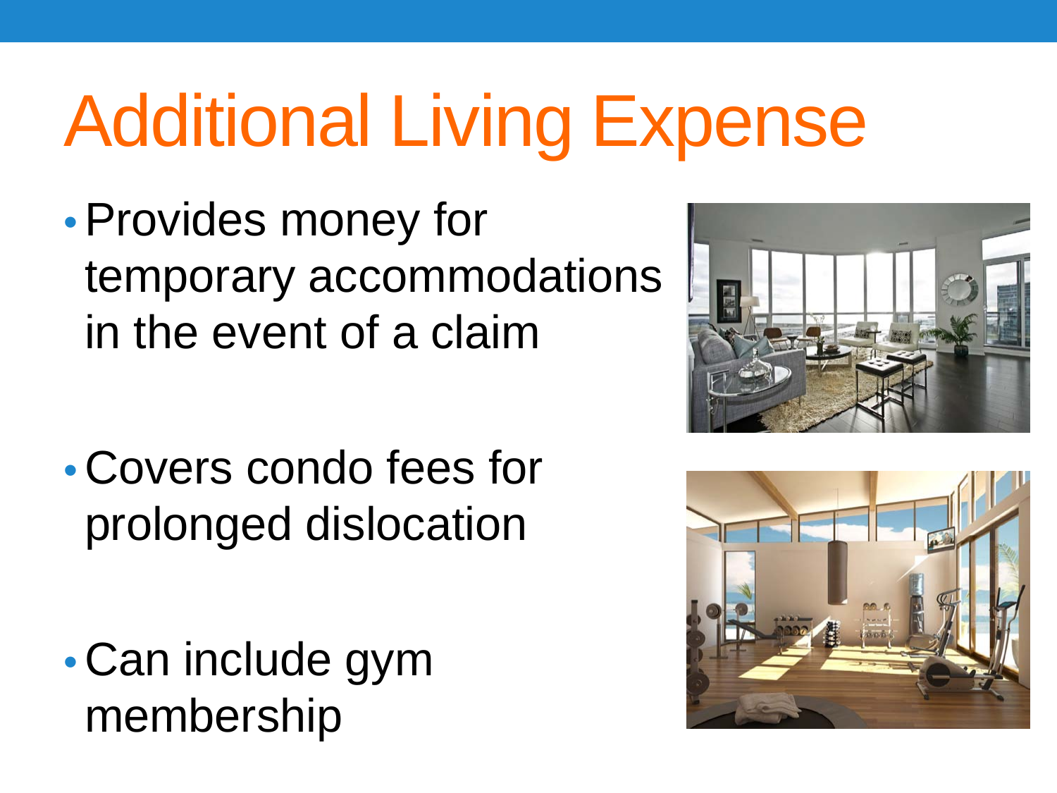# Additional Living Expense

- Provides money for temporary accommodations in the event of a claim
- Covers condo fees for prolonged dislocation
- Can include gym membership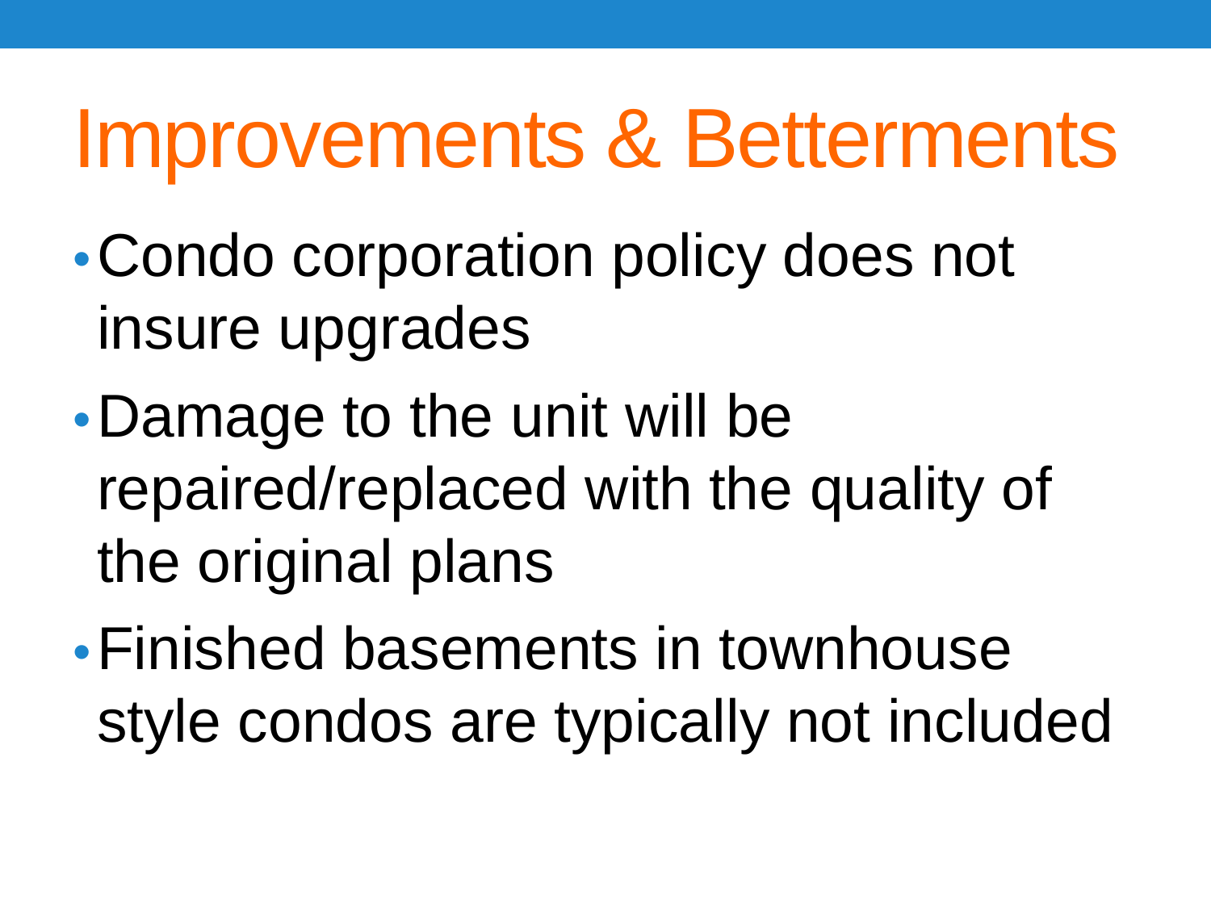# Improvements & Betterments

- Condo corporation policy does not insure upgrades
- Damage to the unit will be repaired/replaced with the quality of the original plans
- Finished basements in townhouse style condos are typically not included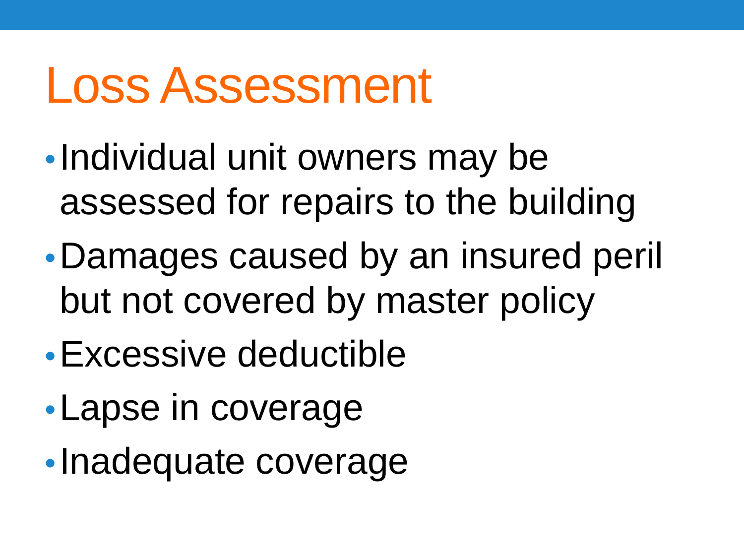# Loss Assessment

- Individual unit owners may be assessed for repairs to the building
- Damages caused by an insured peril but not covered by master policy
- Excessive deductible
- Lapse in coverage
- Inadequate coverage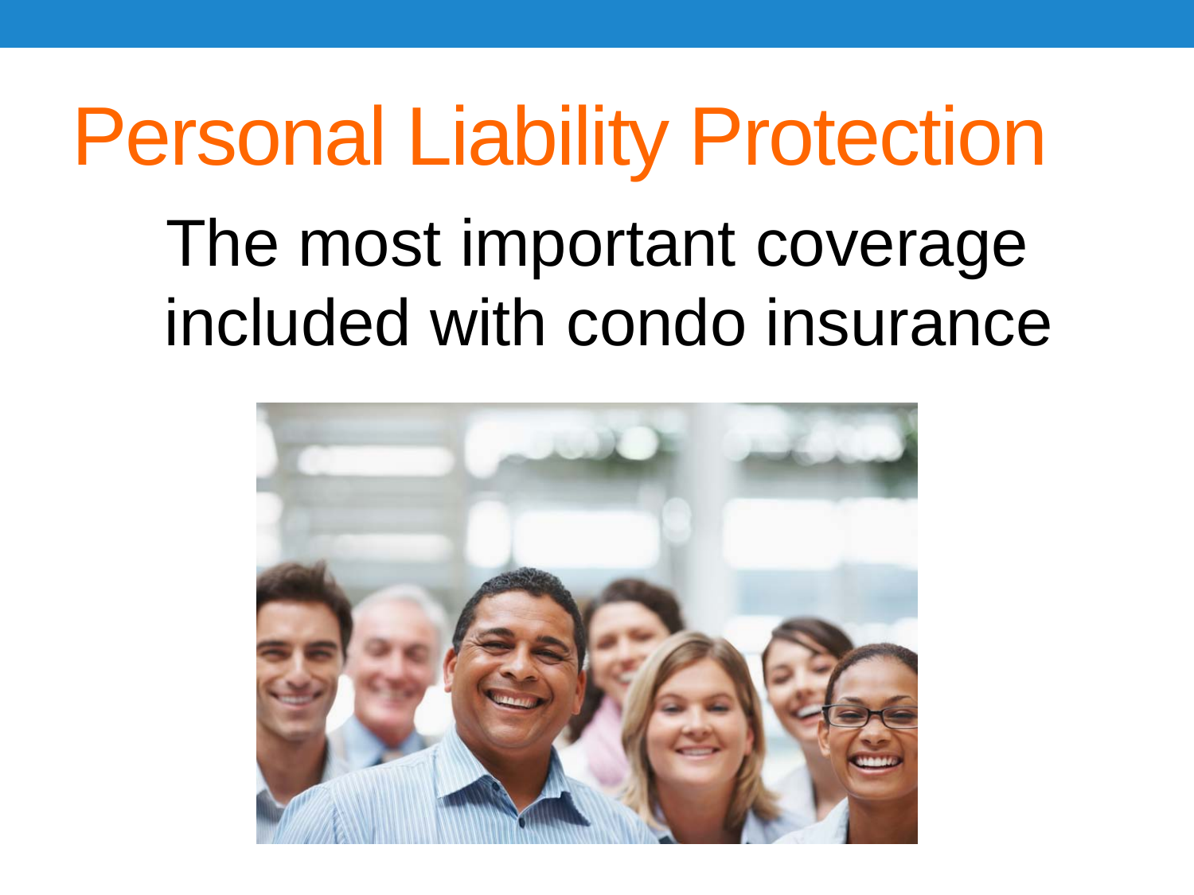# Personal Liability Protection

The most important coverage included with condo insurance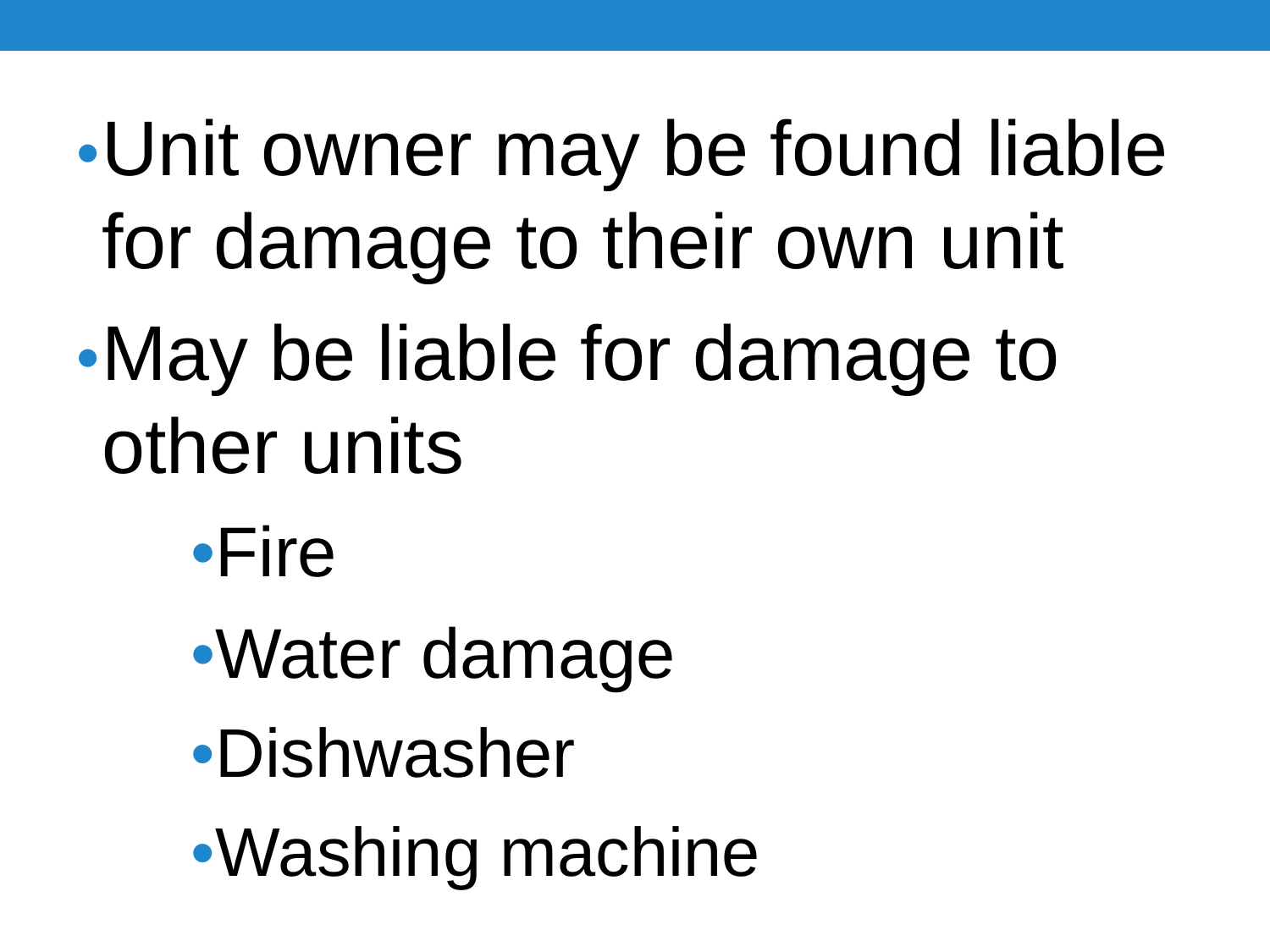- Unit owner may be found liable for damage to their own unit
- May be liable for damage to other units
  - Fire
  - Water damage
  - Dishwasher
  - Washing machine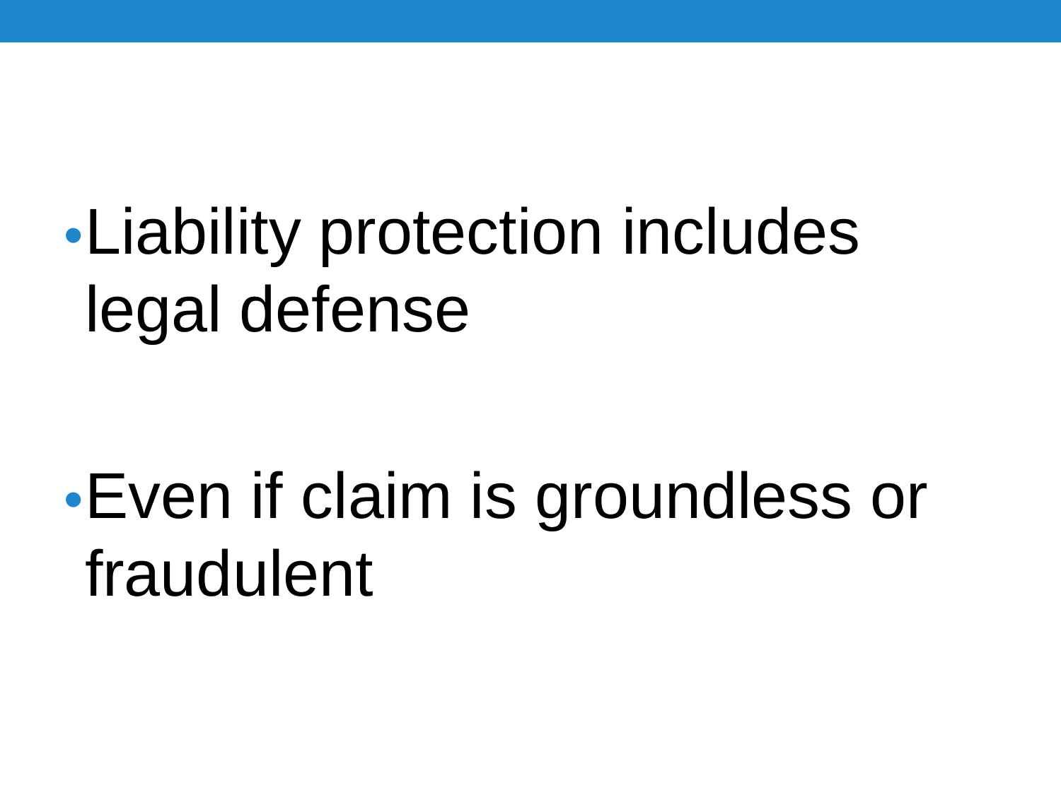- Liability protection includes legal defense

- Even if claim is groundless or fraudulent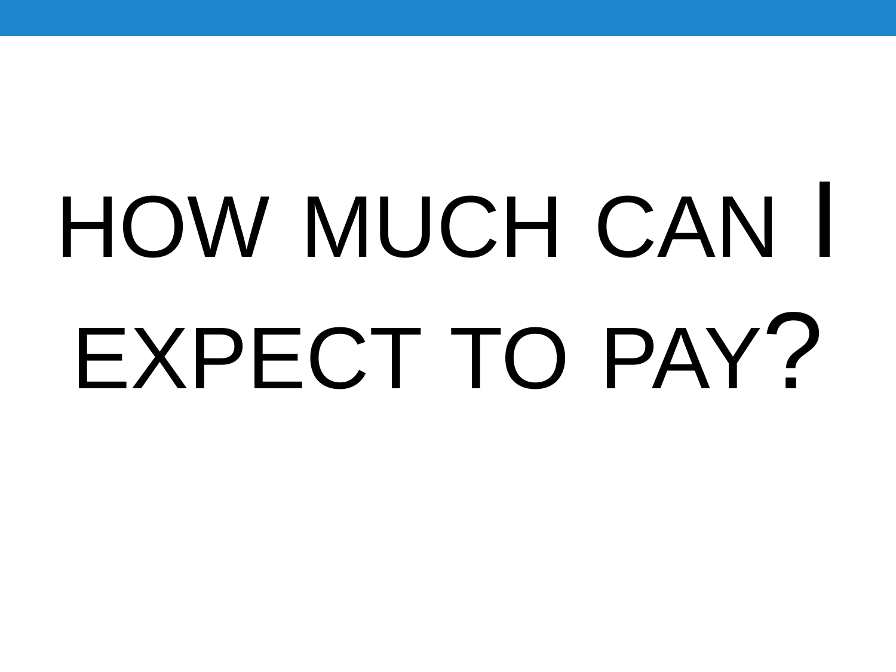# HOW MUCH CAN I EXPECT TO PAY?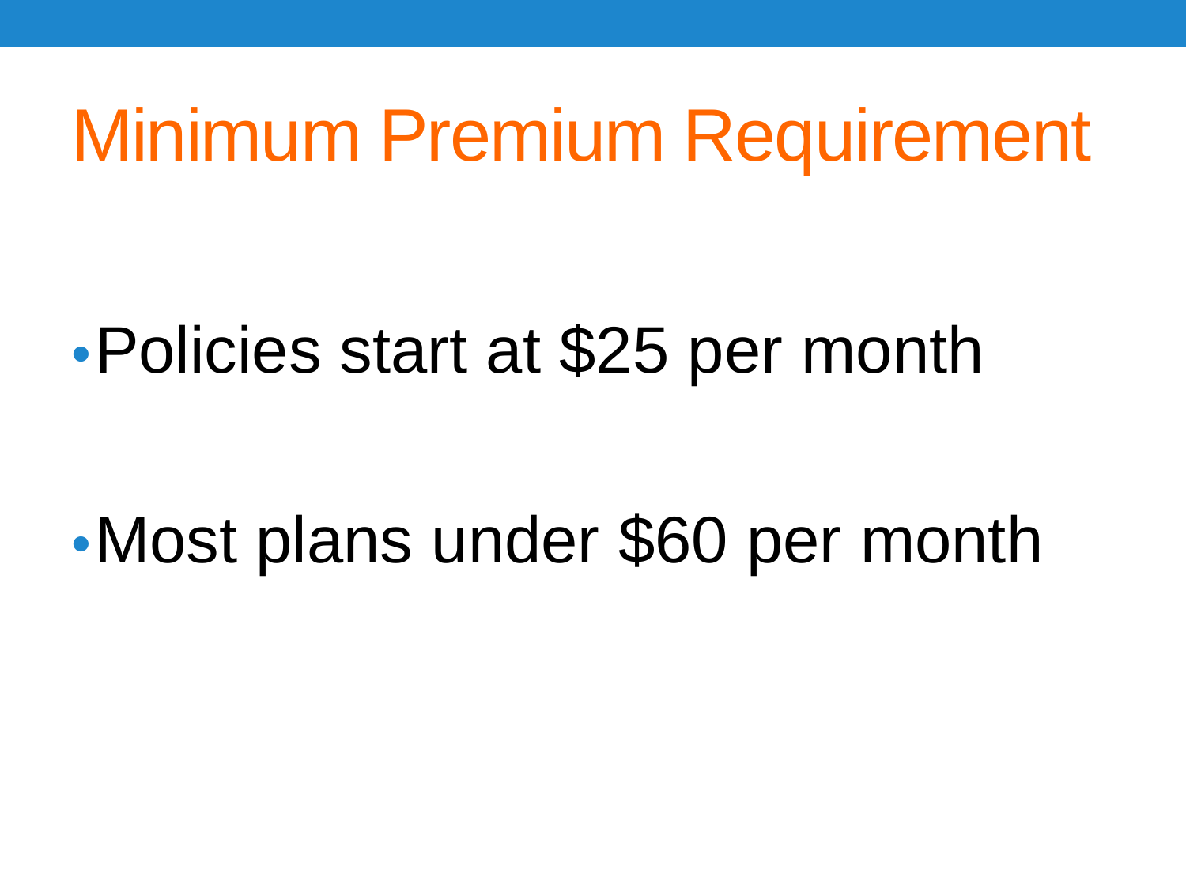# Minimum Premium Requirement

- Policies start at $25 per month
- Most plans under $60 per month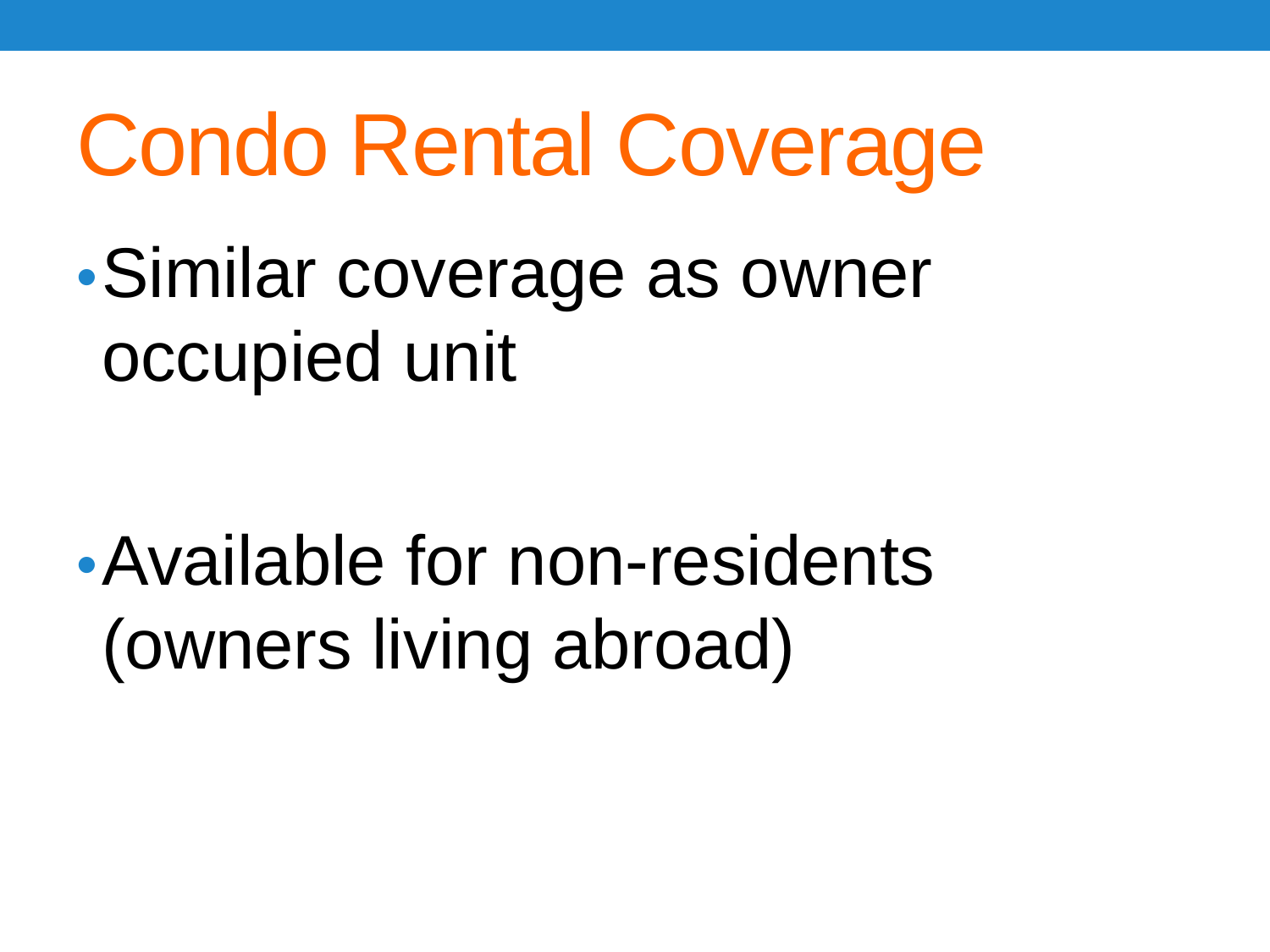# Condo Rental Coverage

- Similar coverage as owner occupied unit
- Available for non-residents (owners living abroad)